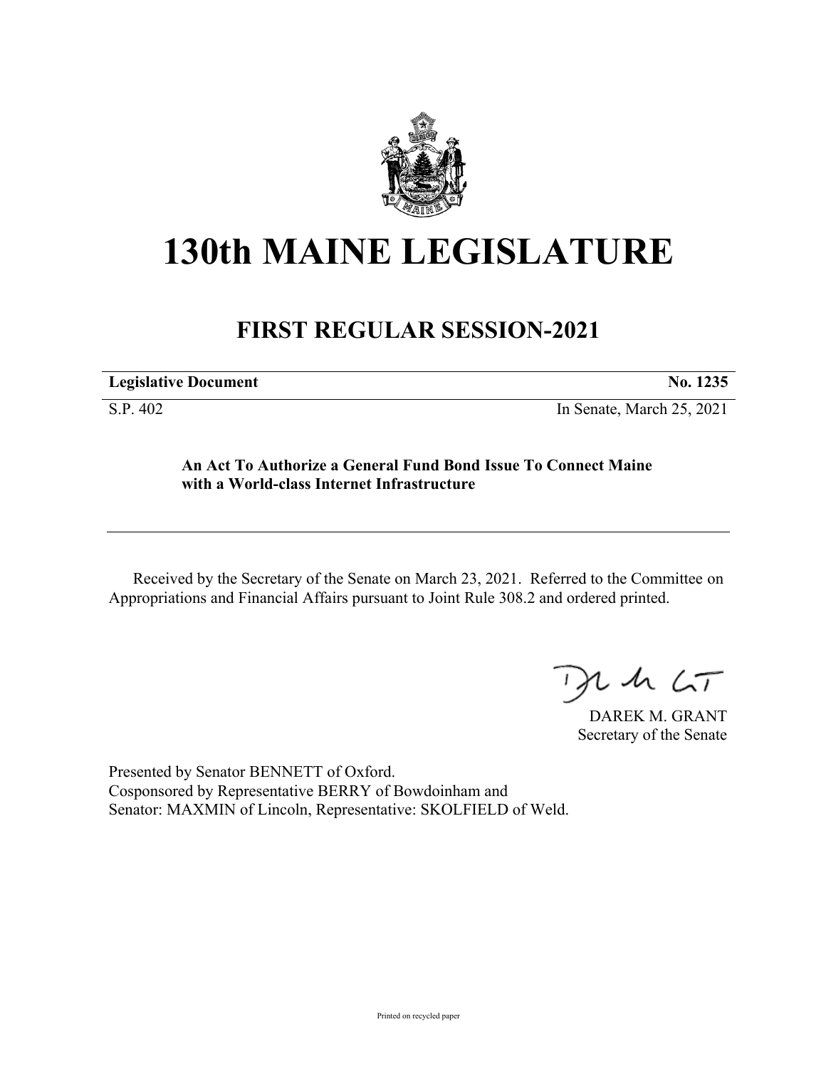# 130th MAINE LEGISLATURE

## FIRST REGULAR SESSION-2021

| **Legislative Document** | **No. 1235** |
|---|---|
| S.P. 402 | In Senate, March 25, 2021 |

**An Act To Authorize a General Fund Bond Issue To Connect Maine with a World-class Internet Infrastructure**

Received by the Secretary of the Senate on March 23, 2021. Referred to the Committee on Appropriations and Financial Affairs pursuant to Joint Rule 308.2 and ordered printed.

DAREK M. GRANT
Secretary of the Senate

Presented by Senator BENNETT of Oxford.
Cosponsored by Representative BERRY of Bowdoinham and
Senator: MAXMIN of Lincoln, Representative: SKOLFIELD of Weld.

Printed on recycled paper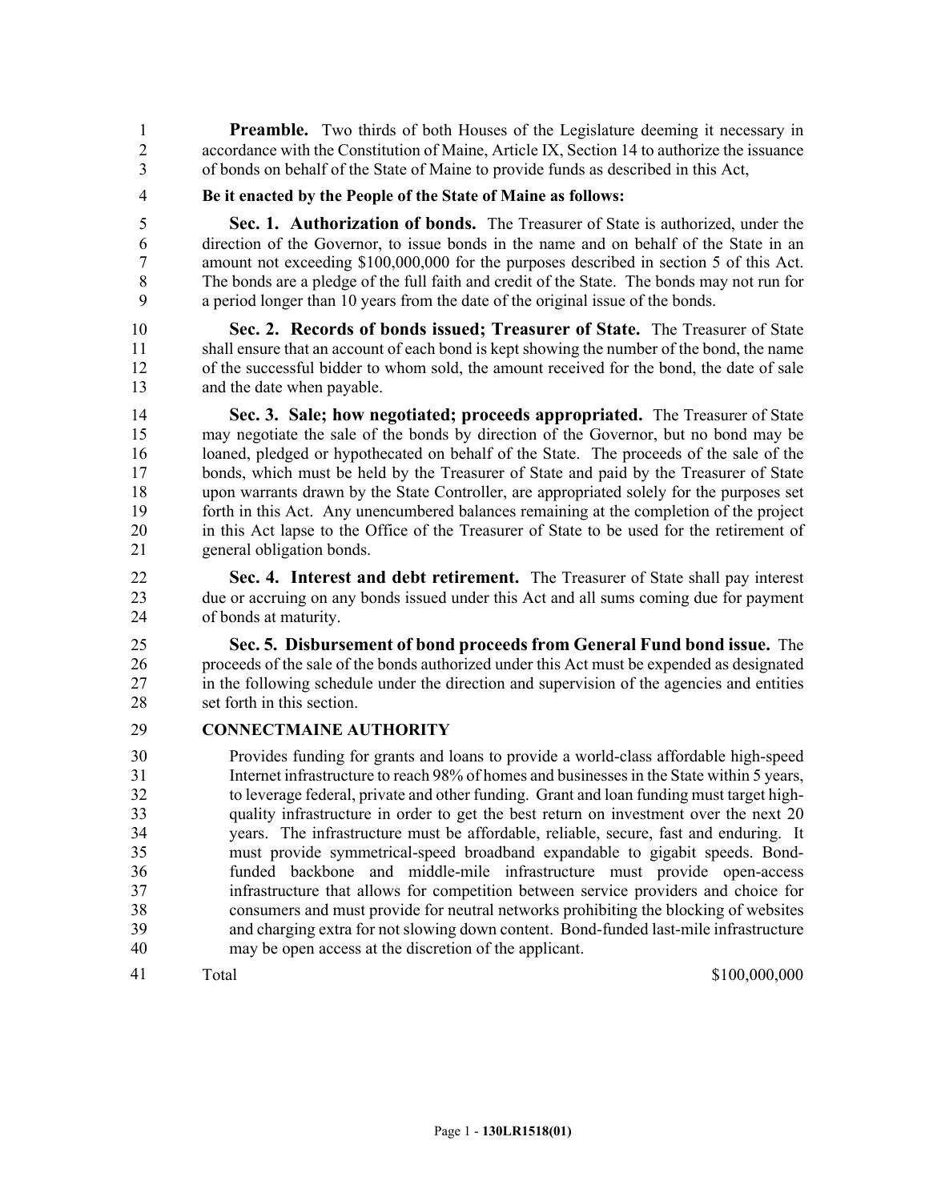**Preamble.** Two thirds of both Houses of the Legislature deeming it necessary in accordance with the Constitution of Maine, Article IX, Section 14 to authorize the issuance of bonds on behalf of the State of Maine to provide funds as described in this Act,

**Be it enacted by the People of the State of Maine as follows:**

**Sec. 1. Authorization of bonds.** The Treasurer of State is authorized, under the direction of the Governor, to issue bonds in the name and on behalf of the State in an amount not exceeding $100,000,000 for the purposes described in section 5 of this Act. The bonds are a pledge of the full faith and credit of the State. The bonds may not run for a period longer than 10 years from the date of the original issue of the bonds.

**Sec. 2. Records of bonds issued; Treasurer of State.** The Treasurer of State shall ensure that an account of each bond is kept showing the number of the bond, the name of the successful bidder to whom sold, the amount received for the bond, the date of sale and the date when payable.

**Sec. 3. Sale; how negotiated; proceeds appropriated.** The Treasurer of State may negotiate the sale of the bonds by direction of the Governor, but no bond may be loaned, pledged or hypothecated on behalf of the State. The proceeds of the sale of the bonds, which must be held by the Treasurer of State and paid by the Treasurer of State upon warrants drawn by the State Controller, are appropriated solely for the purposes set forth in this Act. Any unencumbered balances remaining at the completion of the project in this Act lapse to the Office of the Treasurer of State to be used for the retirement of general obligation bonds.

**Sec. 4. Interest and debt retirement.** The Treasurer of State shall pay interest due or accruing on any bonds issued under this Act and all sums coming due for payment of bonds at maturity.

**Sec. 5. Disbursement of bond proceeds from General Fund bond issue.** The proceeds of the sale of the bonds authorized under this Act must be expended as designated in the following schedule under the direction and supervision of the agencies and entities set forth in this section.

**CONNECTMAINE AUTHORITY**

Provides funding for grants and loans to provide a world-class affordable high-speed Internet infrastructure to reach 98% of homes and businesses in the State within 5 years, to leverage federal, private and other funding. Grant and loan funding must target high-quality infrastructure in order to get the best return on investment over the next 20 years. The infrastructure must be affordable, reliable, secure, fast and enduring. It must provide symmetrical-speed broadband expandable to gigabit speeds. Bond-funded backbone and middle-mile infrastructure must provide open-access infrastructure that allows for competition between service providers and choice for consumers and must provide for neutral networks prohibiting the blocking of websites and charging extra for not slowing down content. Bond-funded last-mile infrastructure may be open access at the discretion of the applicant.

| Total | $100,000,000 |
| --- | --- |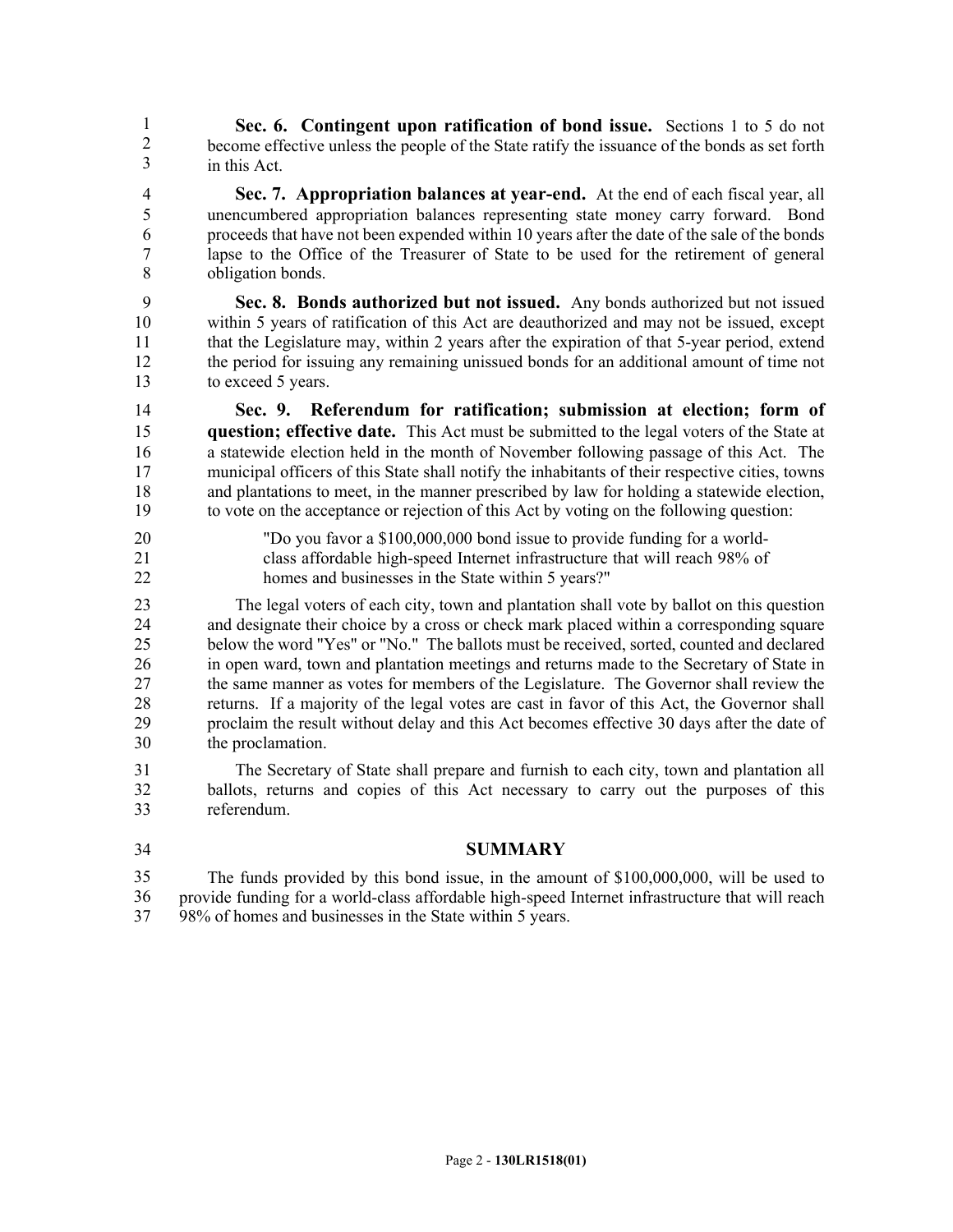**Sec. 6. Contingent upon ratification of bond issue.** Sections 1 to 5 do not become effective unless the people of the State ratify the issuance of the bonds as set forth in this Act.

**Sec. 7. Appropriation balances at year-end.** At the end of each fiscal year, all unencumbered appropriation balances representing state money carry forward. Bond proceeds that have not been expended within 10 years after the date of the sale of the bonds lapse to the Office of the Treasurer of State to be used for the retirement of general obligation bonds.

**Sec. 8. Bonds authorized but not issued.** Any bonds authorized but not issued within 5 years of ratification of this Act are deauthorized and may not be issued, except that the Legislature may, within 2 years after the expiration of that 5-year period, extend the period for issuing any remaining unissued bonds for an additional amount of time not to exceed 5 years.

**Sec. 9. Referendum for ratification; submission at election; form of question; effective date.** This Act must be submitted to the legal voters of the State at a statewide election held in the month of November following passage of this Act. The municipal officers of this State shall notify the inhabitants of their respective cities, towns and plantations to meet, in the manner prescribed by law for holding a statewide election, to vote on the acceptance or rejection of this Act by voting on the following question:

> "Do you favor a $100,000,000 bond issue to provide funding for a world-class affordable high-speed Internet infrastructure that will reach 98% of homes and businesses in the State within 5 years?"

The legal voters of each city, town and plantation shall vote by ballot on this question and designate their choice by a cross or check mark placed within a corresponding square below the word "Yes" or "No." The ballots must be received, sorted, counted and declared in open ward, town and plantation meetings and returns made to the Secretary of State in the same manner as votes for members of the Legislature. The Governor shall review the returns. If a majority of the legal votes are cast in favor of this Act, the Governor shall proclaim the result without delay and this Act becomes effective 30 days after the date of the proclamation.

The Secretary of State shall prepare and furnish to each city, town and plantation all ballots, returns and copies of this Act necessary to carry out the purposes of this referendum.

## SUMMARY

The funds provided by this bond issue, in the amount of $100,000,000, will be used to provide funding for a world-class affordable high-speed Internet infrastructure that will reach 98% of homes and businesses in the State within 5 years.